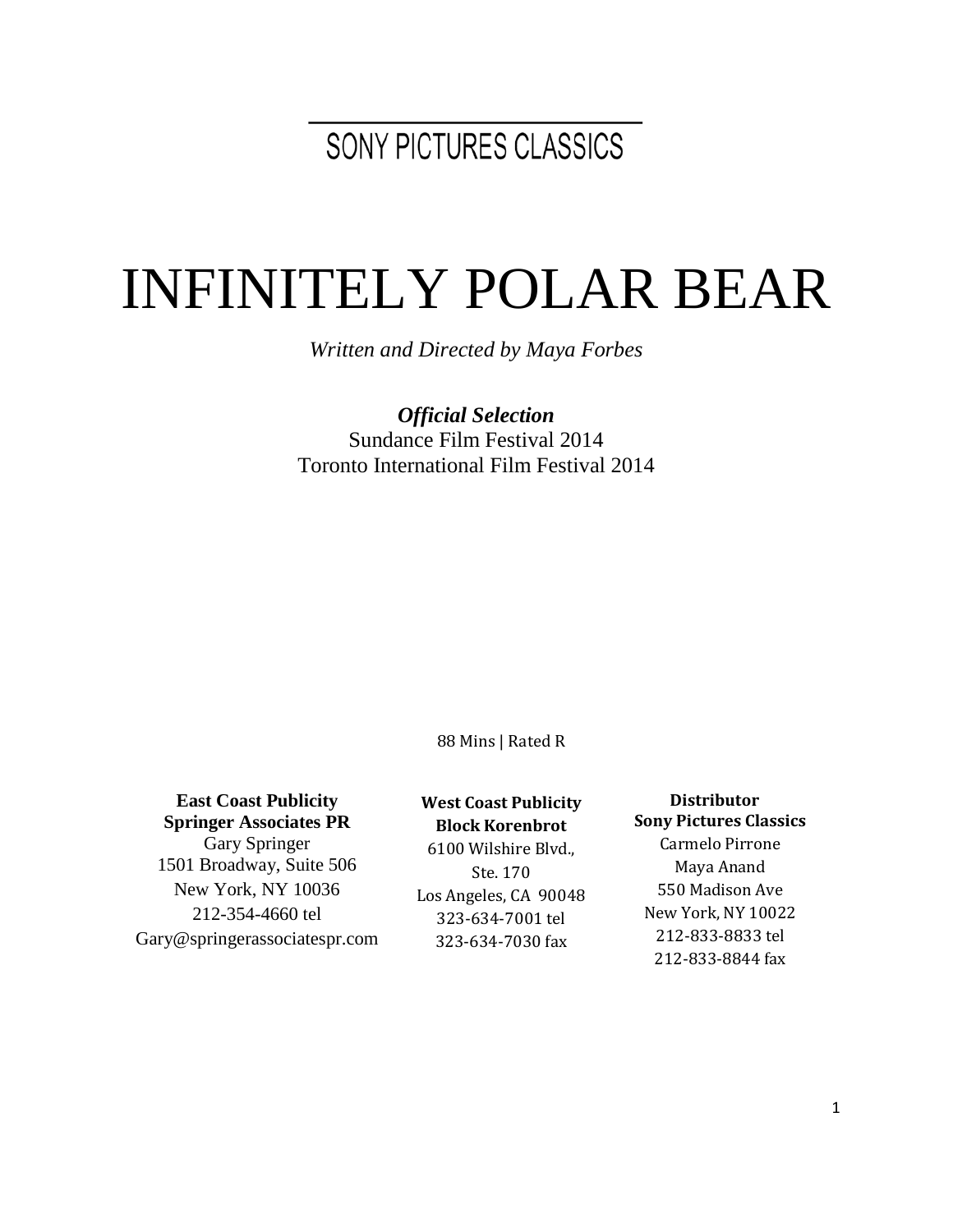SONY PICTURES CLASSICS

# INFINITELY POLAR BEAR

*Written and Directed by Maya Forbes*

***Official Selection***
Sundance Film Festival 2014
Toronto International Film Festival 2014

88 Mins | Rated R

**East Coast Publicity**
**Springer Associates PR**
Gary Springer
1501 Broadway, Suite 506
New York, NY 10036
212-354-4660 tel
Gary@springerassociatespr.com

**West Coast Publicity**
**Block Korenbrot**
6100 Wilshire Blvd.,
Ste. 170
Los Angeles, CA 90048
323-634-7001 tel
323-634-7030 fax

**Distributor**
**Sony Pictures Classics**
Carmelo Pirrone
Maya Anand
550 Madison Ave
New York, NY 10022
212-833-8833 tel
212-833-8844 fax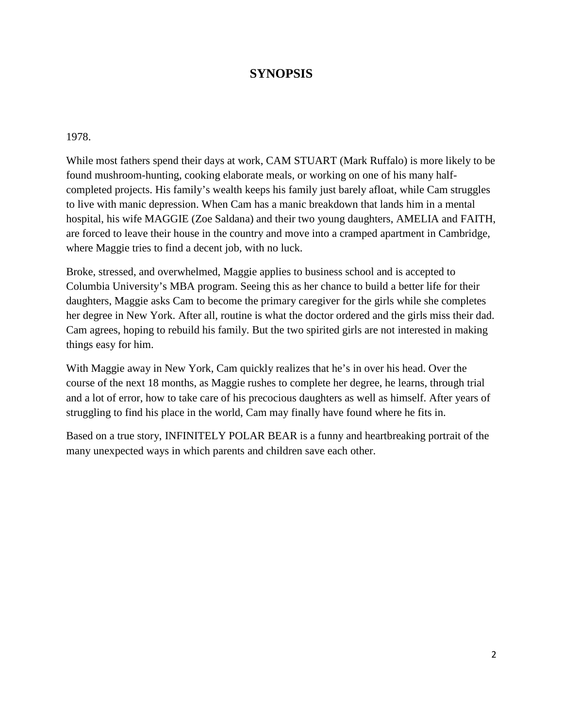# SYNOPSIS

1978.

While most fathers spend their days at work, CAM STUART (Mark Ruffalo) is more likely to be found mushroom-hunting, cooking elaborate meals, or working on one of his many half-completed projects. His family's wealth keeps his family just barely afloat, while Cam struggles to live with manic depression. When Cam has a manic breakdown that lands him in a mental hospital, his wife MAGGIE (Zoe Saldana) and their two young daughters, AMELIA and FAITH, are forced to leave their house in the country and move into a cramped apartment in Cambridge, where Maggie tries to find a decent job, with no luck.

Broke, stressed, and overwhelmed, Maggie applies to business school and is accepted to Columbia University's MBA program. Seeing this as her chance to build a better life for their daughters, Maggie asks Cam to become the primary caregiver for the girls while she completes her degree in New York. After all, routine is what the doctor ordered and the girls miss their dad. Cam agrees, hoping to rebuild his family. But the two spirited girls are not interested in making things easy for him.

With Maggie away in New York, Cam quickly realizes that he's in over his head. Over the course of the next 18 months, as Maggie rushes to complete her degree, he learns, through trial and a lot of error, how to take care of his precocious daughters as well as himself. After years of struggling to find his place in the world, Cam may finally have found where he fits in.

Based on a true story, INFINITELY POLAR BEAR is a funny and heartbreaking portrait of the many unexpected ways in which parents and children save each other.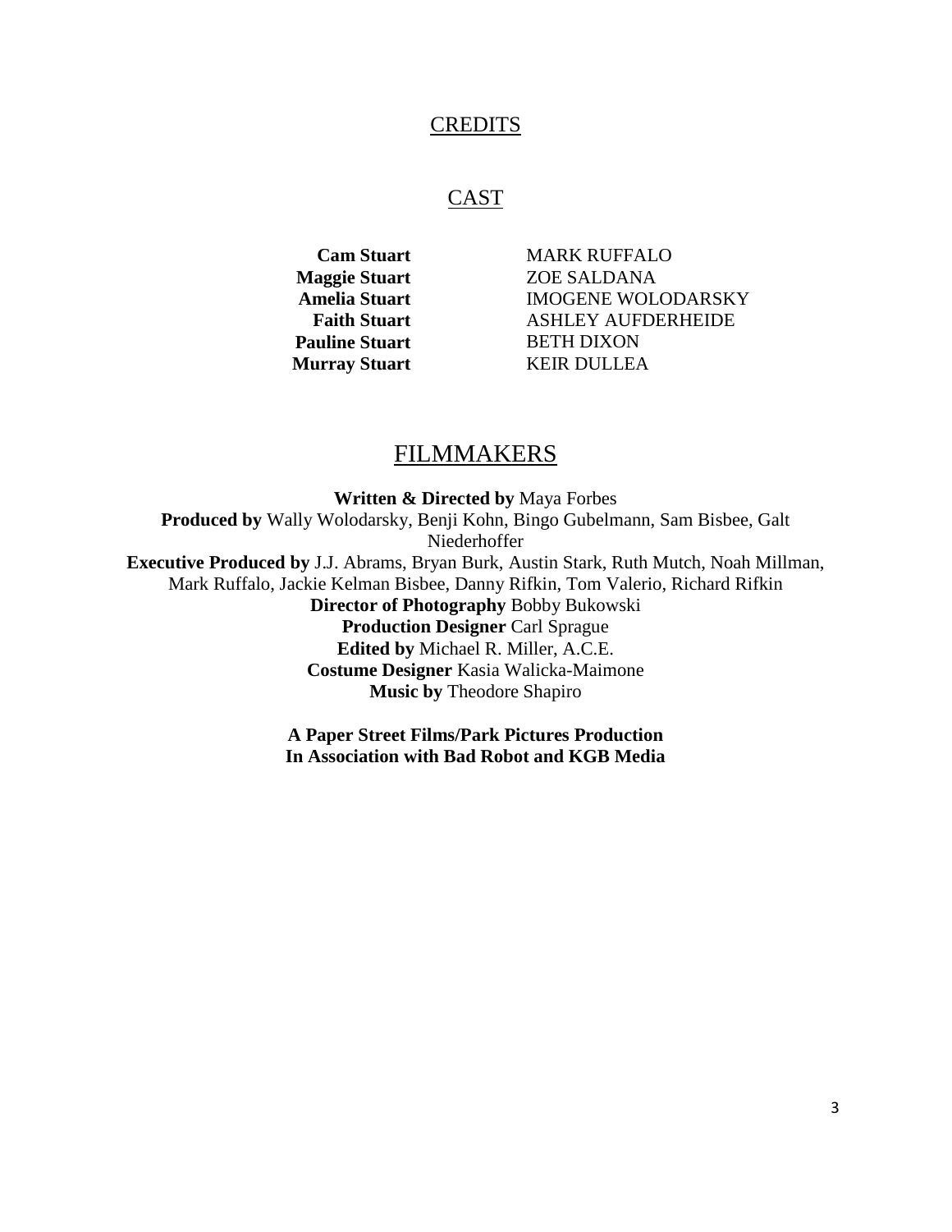# CREDITS

## CAST

| | |
|---|---|
| **Cam Stuart** | MARK RUFFALO |
| **Maggie Stuart** | ZOE SALDANA |
| **Amelia Stuart** | IMOGENE WOLODARSKY |
| **Faith Stuart** | ASHLEY AUFDERHEIDE |
| **Pauline Stuart** | BETH DIXON |
| **Murray Stuart** | KEIR DULLEA |

## FILMMAKERS

**Written & Directed by** Maya Forbes
**Produced by** Wally Wolodarsky, Benji Kohn, Bingo Gubelmann, Sam Bisbee, Galt Niederhoffer
**Executive Produced by** J.J. Abrams, Bryan Burk, Austin Stark, Ruth Mutch, Noah Millman, Mark Ruffalo, Jackie Kelman Bisbee, Danny Rifkin, Tom Valerio, Richard Rifkin
**Director of Photography** Bobby Bukowski
**Production Designer** Carl Sprague
**Edited by** Michael R. Miller, A.C.E.
**Costume Designer** Kasia Walicka-Maimone
**Music by** Theodore Shapiro

**A Paper Street Films/Park Pictures Production**
**In Association with Bad Robot and KGB Media**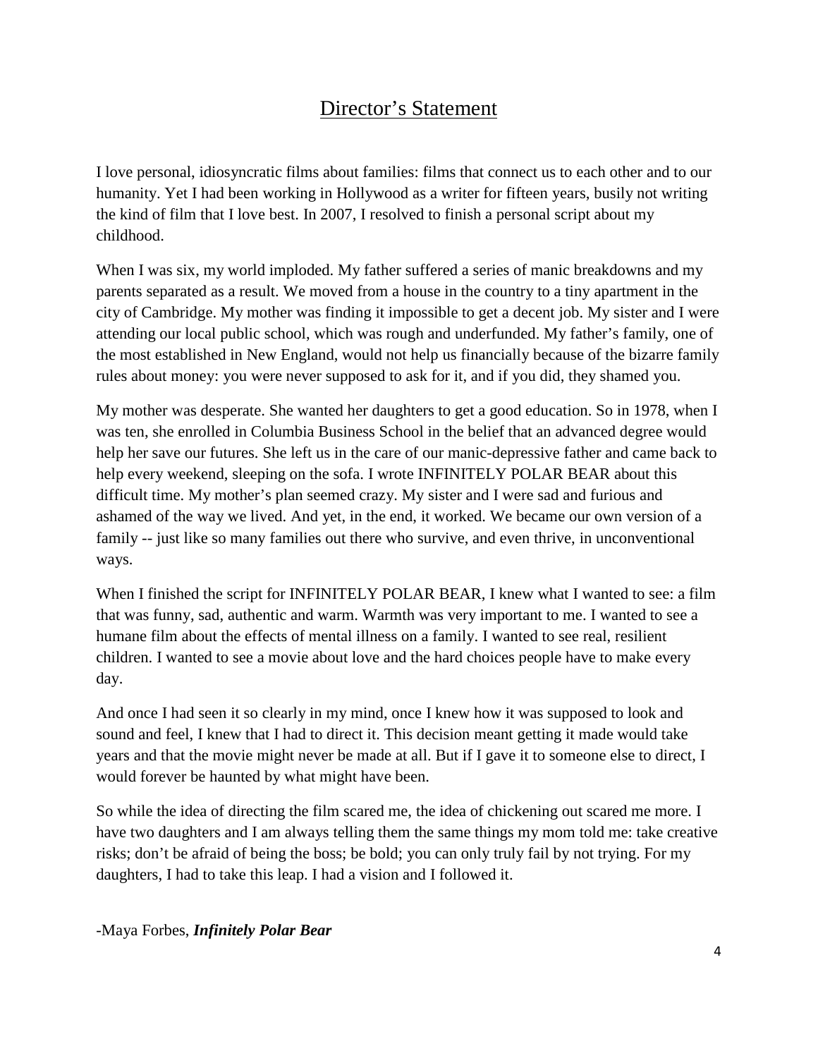# Director's Statement

I love personal, idiosyncratic films about families: films that connect us to each other and to our humanity. Yet I had been working in Hollywood as a writer for fifteen years, busily not writing the kind of film that I love best. In 2007, I resolved to finish a personal script about my childhood.

When I was six, my world imploded. My father suffered a series of manic breakdowns and my parents separated as a result. We moved from a house in the country to a tiny apartment in the city of Cambridge. My mother was finding it impossible to get a decent job. My sister and I were attending our local public school, which was rough and underfunded. My father's family, one of the most established in New England, would not help us financially because of the bizarre family rules about money: you were never supposed to ask for it, and if you did, they shamed you.

My mother was desperate. She wanted her daughters to get a good education. So in 1978, when I was ten, she enrolled in Columbia Business School in the belief that an advanced degree would help her save our futures. She left us in the care of our manic-depressive father and came back to help every weekend, sleeping on the sofa. I wrote INFINITELY POLAR BEAR about this difficult time. My mother's plan seemed crazy. My sister and I were sad and furious and ashamed of the way we lived. And yet, in the end, it worked. We became our own version of a family -- just like so many families out there who survive, and even thrive, in unconventional ways.

When I finished the script for INFINITELY POLAR BEAR, I knew what I wanted to see: a film that was funny, sad, authentic and warm. Warmth was very important to me. I wanted to see a humane film about the effects of mental illness on a family. I wanted to see real, resilient children. I wanted to see a movie about love and the hard choices people have to make every day.

And once I had seen it so clearly in my mind, once I knew how it was supposed to look and sound and feel, I knew that I had to direct it. This decision meant getting it made would take years and that the movie might never be made at all. But if I gave it to someone else to direct, I would forever be haunted by what might have been.

So while the idea of directing the film scared me, the idea of chickening out scared me more. I have two daughters and I am always telling them the same things my mom told me: take creative risks; don't be afraid of being the boss; be bold; you can only truly fail by not trying. For my daughters, I had to take this leap. I had a vision and I followed it.

-Maya Forbes, ***Infinitely Polar Bear***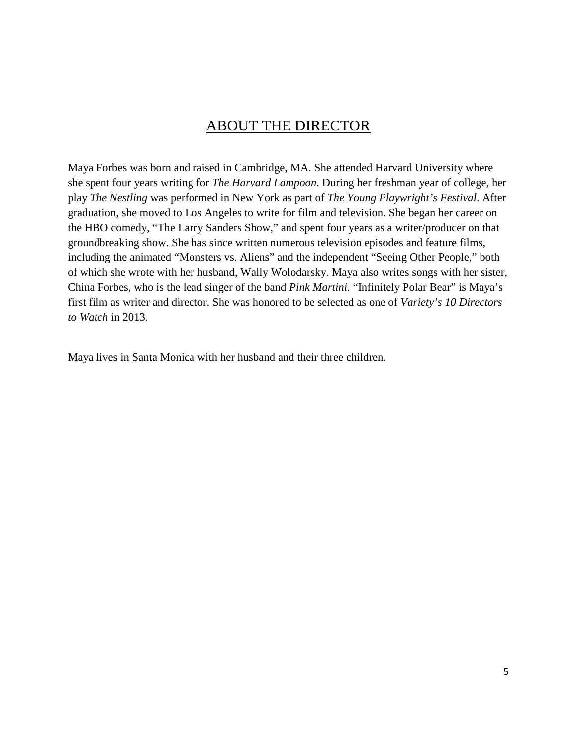# ABOUT THE DIRECTOR

Maya Forbes was born and raised in Cambridge, MA. She attended Harvard University where she spent four years writing for *The Harvard Lampoon*. During her freshman year of college, her play *The Nestling* was performed in New York as part of *The Young Playwright's Festival*. After graduation, she moved to Los Angeles to write for film and television. She began her career on the HBO comedy, "The Larry Sanders Show," and spent four years as a writer/producer on that groundbreaking show. She has since written numerous television episodes and feature films, including the animated "Monsters vs. Aliens" and the independent "Seeing Other People," both of which she wrote with her husband, Wally Wolodarsky. Maya also writes songs with her sister, China Forbes, who is the lead singer of the band *Pink Martini*. "Infinitely Polar Bear" is Maya's first film as writer and director. She was honored to be selected as one of *Variety's 10 Directors to Watch* in 2013.

Maya lives in Santa Monica with her husband and their three children.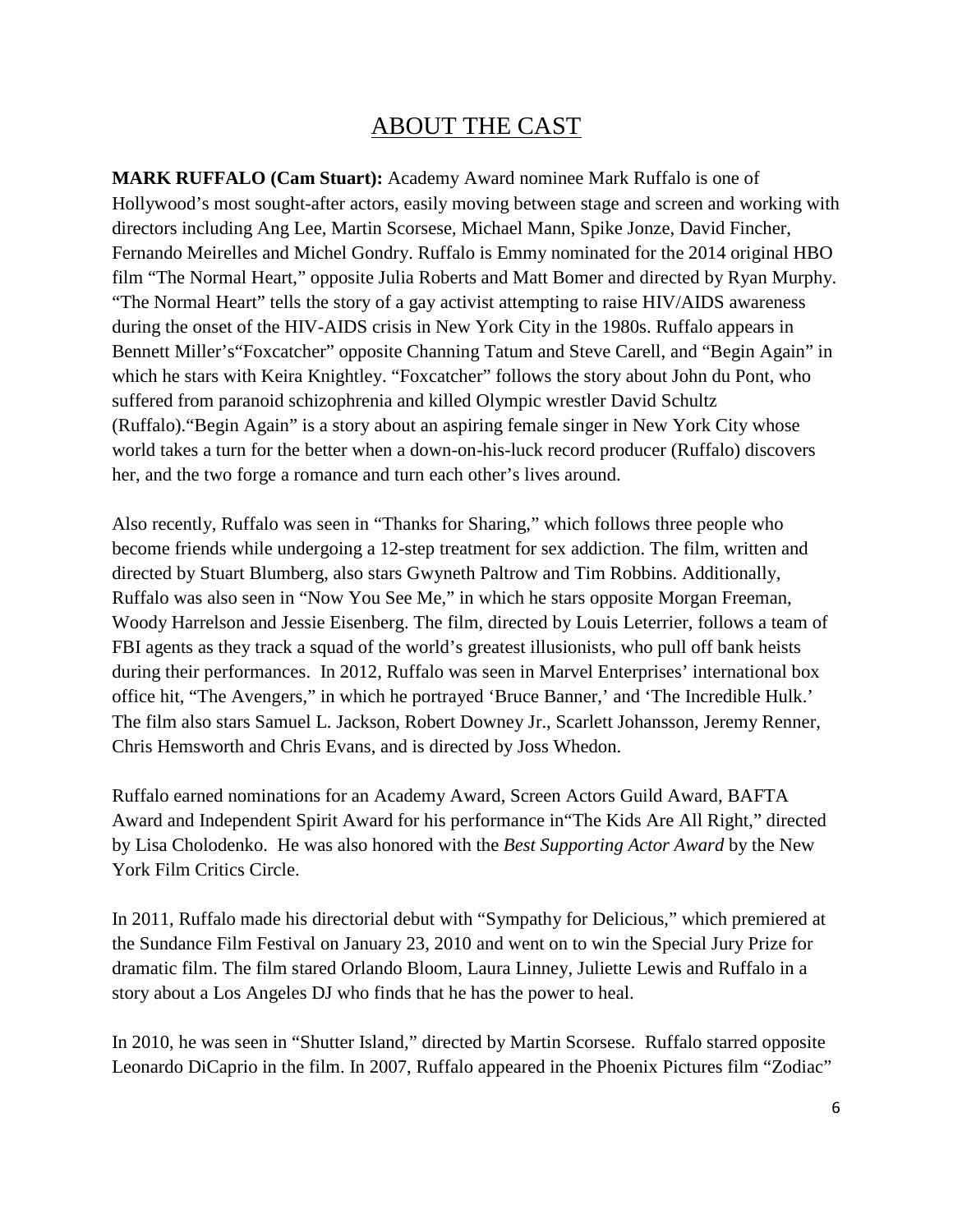# ABOUT THE CAST

**MARK RUFFALO (Cam Stuart):** Academy Award nominee Mark Ruffalo is one of Hollywood's most sought-after actors, easily moving between stage and screen and working with directors including Ang Lee, Martin Scorsese, Michael Mann, Spike Jonze, David Fincher, Fernando Meirelles and Michel Gondry. Ruffalo is Emmy nominated for the 2014 original HBO film "The Normal Heart," opposite Julia Roberts and Matt Bomer and directed by Ryan Murphy. "The Normal Heart" tells the story of a gay activist attempting to raise HIV/AIDS awareness during the onset of the HIV-AIDS crisis in New York City in the 1980s. Ruffalo appears in Bennett Miller's"Foxcatcher" opposite Channing Tatum and Steve Carell, and "Begin Again" in which he stars with Keira Knightley. "Foxcatcher" follows the story about John du Pont, who suffered from paranoid schizophrenia and killed Olympic wrestler David Schultz (Ruffalo)."Begin Again" is a story about an aspiring female singer in New York City whose world takes a turn for the better when a down-on-his-luck record producer (Ruffalo) discovers her, and the two forge a romance and turn each other's lives around.

Also recently, Ruffalo was seen in "Thanks for Sharing," which follows three people who become friends while undergoing a 12-step treatment for sex addiction. The film, written and directed by Stuart Blumberg, also stars Gwyneth Paltrow and Tim Robbins. Additionally, Ruffalo was also seen in "Now You See Me," in which he stars opposite Morgan Freeman, Woody Harrelson and Jessie Eisenberg. The film, directed by Louis Leterrier, follows a team of FBI agents as they track a squad of the world's greatest illusionists, who pull off bank heists during their performances. In 2012, Ruffalo was seen in Marvel Enterprises' international box office hit, "The Avengers," in which he portrayed 'Bruce Banner,' and 'The Incredible Hulk.' The film also stars Samuel L. Jackson, Robert Downey Jr., Scarlett Johansson, Jeremy Renner, Chris Hemsworth and Chris Evans, and is directed by Joss Whedon.

Ruffalo earned nominations for an Academy Award, Screen Actors Guild Award, BAFTA Award and Independent Spirit Award for his performance in"The Kids Are All Right," directed by Lisa Cholodenko. He was also honored with the *Best Supporting Actor Award* by the New York Film Critics Circle.

In 2011, Ruffalo made his directorial debut with "Sympathy for Delicious," which premiered at the Sundance Film Festival on January 23, 2010 and went on to win the Special Jury Prize for dramatic film. The film stared Orlando Bloom, Laura Linney, Juliette Lewis and Ruffalo in a story about a Los Angeles DJ who finds that he has the power to heal.

In 2010, he was seen in "Shutter Island," directed by Martin Scorsese. Ruffalo starred opposite Leonardo DiCaprio in the film. In 2007, Ruffalo appeared in the Phoenix Pictures film "Zodiac"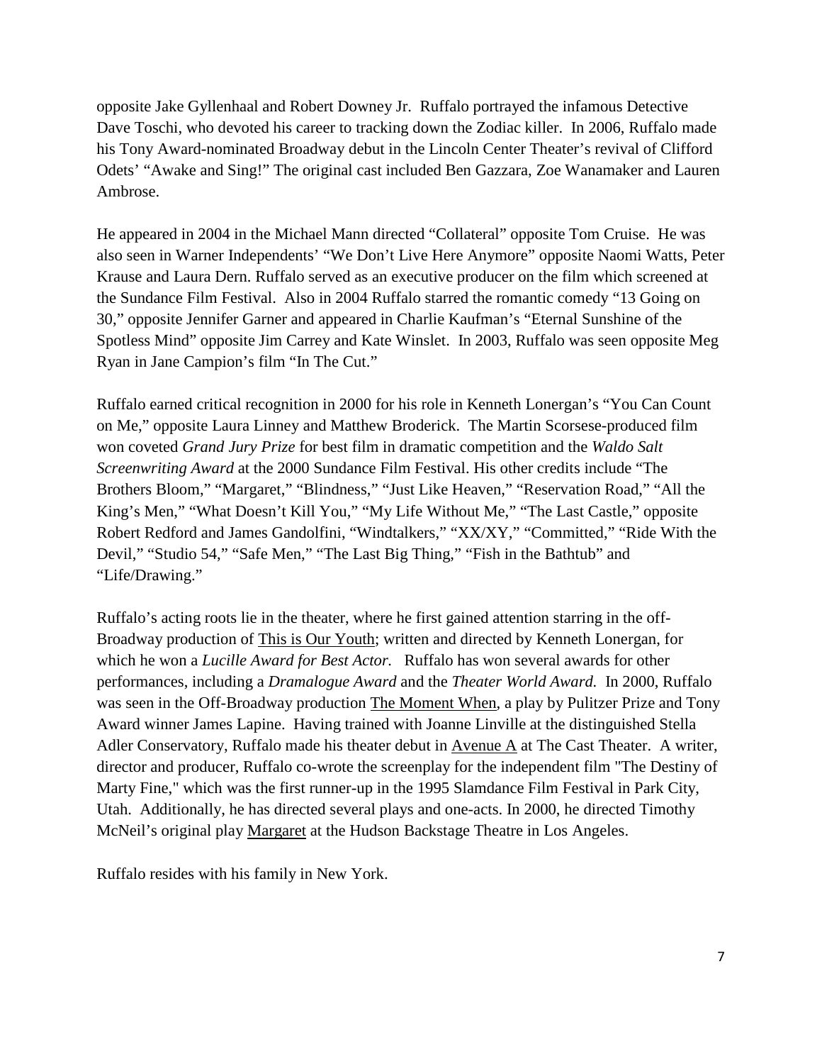opposite Jake Gyllenhaal and Robert Downey Jr. Ruffalo portrayed the infamous Detective Dave Toschi, who devoted his career to tracking down the Zodiac killer. In 2006, Ruffalo made his Tony Award-nominated Broadway debut in the Lincoln Center Theater's revival of Clifford Odets' "Awake and Sing!" The original cast included Ben Gazzara, Zoe Wanamaker and Lauren Ambrose.

He appeared in 2004 in the Michael Mann directed "Collateral" opposite Tom Cruise. He was also seen in Warner Independents' "We Don't Live Here Anymore" opposite Naomi Watts, Peter Krause and Laura Dern. Ruffalo served as an executive producer on the film which screened at the Sundance Film Festival. Also in 2004 Ruffalo starred the romantic comedy "13 Going on 30," opposite Jennifer Garner and appeared in Charlie Kaufman's "Eternal Sunshine of the Spotless Mind" opposite Jim Carrey and Kate Winslet. In 2003, Ruffalo was seen opposite Meg Ryan in Jane Campion's film "In The Cut."

Ruffalo earned critical recognition in 2000 for his role in Kenneth Lonergan's "You Can Count on Me," opposite Laura Linney and Matthew Broderick. The Martin Scorsese-produced film won coveted *Grand Jury Prize* for best film in dramatic competition and the *Waldo Salt Screenwriting Award* at the 2000 Sundance Film Festival. His other credits include "The Brothers Bloom," "Margaret," "Blindness," "Just Like Heaven," "Reservation Road," "All the King's Men," "What Doesn't Kill You," "My Life Without Me," "The Last Castle," opposite Robert Redford and James Gandolfini, "Windtalkers," "XX/XY," "Committed," "Ride With the Devil," "Studio 54," "Safe Men," "The Last Big Thing," "Fish in the Bathtub" and "Life/Drawing."

Ruffalo's acting roots lie in the theater, where he first gained attention starring in the off-Broadway production of <u>This is Our Youth</u>; written and directed by Kenneth Lonergan, for which he won a *Lucille Award for Best Actor.* Ruffalo has won several awards for other performances, including a *Dramalogue Award* and the *Theater World Award.* In 2000, Ruffalo was seen in the Off-Broadway production <u>The Moment When</u>, a play by Pulitzer Prize and Tony Award winner James Lapine. Having trained with Joanne Linville at the distinguished Stella Adler Conservatory, Ruffalo made his theater debut in <u>Avenue A</u> at The Cast Theater. A writer, director and producer, Ruffalo co-wrote the screenplay for the independent film "The Destiny of Marty Fine," which was the first runner-up in the 1995 Slamdance Film Festival in Park City, Utah. Additionally, he has directed several plays and one-acts. In 2000, he directed Timothy McNeil's original play <u>Margaret</u> at the Hudson Backstage Theatre in Los Angeles.

Ruffalo resides with his family in New York.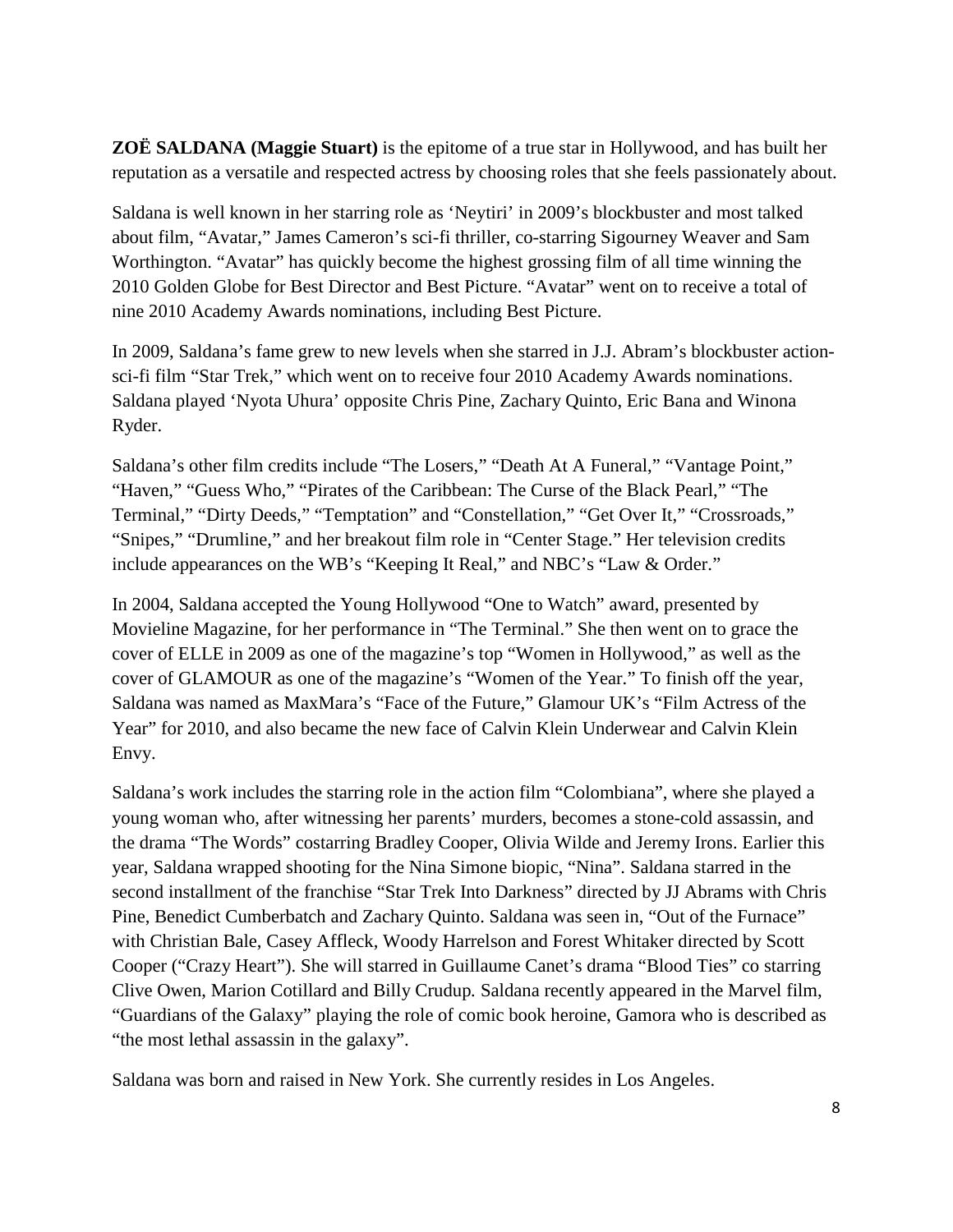**ZOË SALDANA (Maggie Stuart)** is the epitome of a true star in Hollywood, and has built her reputation as a versatile and respected actress by choosing roles that she feels passionately about.

Saldana is well known in her starring role as 'Neytiri' in 2009's blockbuster and most talked about film, "Avatar," James Cameron's sci-fi thriller, co-starring Sigourney Weaver and Sam Worthington. "Avatar" has quickly become the highest grossing film of all time winning the 2010 Golden Globe for Best Director and Best Picture. "Avatar" went on to receive a total of nine 2010 Academy Awards nominations, including Best Picture.

In 2009, Saldana's fame grew to new levels when she starred in J.J. Abram's blockbuster action-sci-fi film "Star Trek," which went on to receive four 2010 Academy Awards nominations. Saldana played 'Nyota Uhura' opposite Chris Pine, Zachary Quinto, Eric Bana and Winona Ryder.

Saldana's other film credits include "The Losers," "Death At A Funeral," "Vantage Point," "Haven," "Guess Who," "Pirates of the Caribbean: The Curse of the Black Pearl," "The Terminal," "Dirty Deeds," "Temptation" and "Constellation," "Get Over It," "Crossroads," "Snipes," "Drumline," and her breakout film role in "Center Stage." Her television credits include appearances on the WB's "Keeping It Real," and NBC's "Law & Order."

In 2004, Saldana accepted the Young Hollywood "One to Watch" award, presented by Movieline Magazine, for her performance in "The Terminal." She then went on to grace the cover of ELLE in 2009 as one of the magazine's top "Women in Hollywood," as well as the cover of GLAMOUR as one of the magazine's "Women of the Year." To finish off the year, Saldana was named as MaxMara's "Face of the Future," Glamour UK's "Film Actress of the Year" for 2010, and also became the new face of Calvin Klein Underwear and Calvin Klein Envy.

Saldana's work includes the starring role in the action film "Colombiana", where she played a young woman who, after witnessing her parents' murders, becomes a stone-cold assassin, and the drama "The Words" costarring Bradley Cooper, Olivia Wilde and Jeremy Irons. Earlier this year, Saldana wrapped shooting for the Nina Simone biopic, "Nina". Saldana starred in the second installment of the franchise "Star Trek Into Darkness" directed by JJ Abrams with Chris Pine, Benedict Cumberbatch and Zachary Quinto. Saldana was seen in, "Out of the Furnace" with Christian Bale, Casey Affleck, Woody Harrelson and Forest Whitaker directed by Scott Cooper ("Crazy Heart"). She will starred in Guillaume Canet's drama "Blood Ties" co starring Clive Owen, Marion Cotillard and Billy Crudup. Saldana recently appeared in the Marvel film, "Guardians of the Galaxy" playing the role of comic book heroine, Gamora who is described as "the most lethal assassin in the galaxy".

Saldana was born and raised in New York. She currently resides in Los Angeles.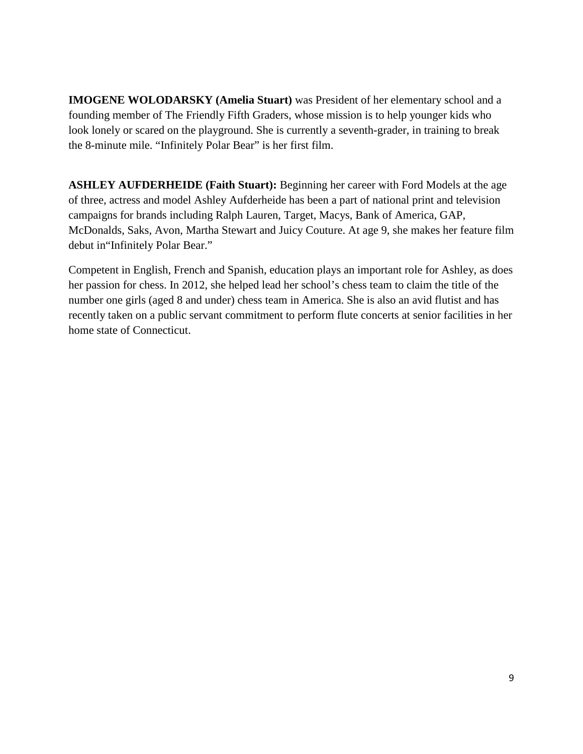**IMOGENE WOLODARSKY (Amelia Stuart)** was President of her elementary school and a founding member of The Friendly Fifth Graders, whose mission is to help younger kids who look lonely or scared on the playground. She is currently a seventh-grader, in training to break the 8-minute mile. "Infinitely Polar Bear" is her first film.

**ASHLEY AUFDERHEIDE (Faith Stuart):** Beginning her career with Ford Models at the age of three, actress and model Ashley Aufderheide has been a part of national print and television campaigns for brands including Ralph Lauren, Target, Macys, Bank of America, GAP, McDonalds, Saks, Avon, Martha Stewart and Juicy Couture. At age 9, she makes her feature film debut in"Infinitely Polar Bear."

Competent in English, French and Spanish, education plays an important role for Ashley, as does her passion for chess. In 2012, she helped lead her school's chess team to claim the title of the number one girls (aged 8 and under) chess team in America. She is also an avid flutist and has recently taken on a public servant commitment to perform flute concerts at senior facilities in her home state of Connecticut.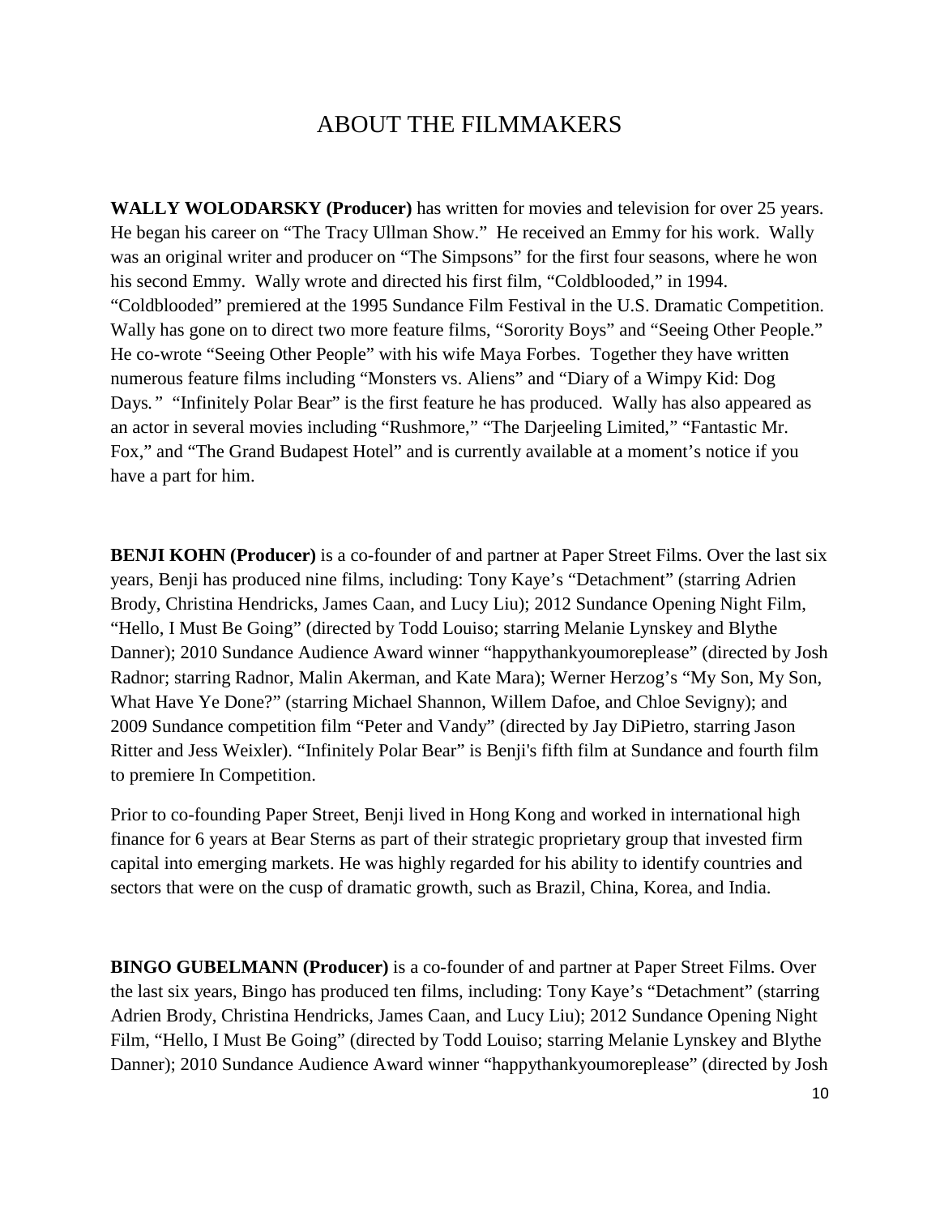# ABOUT THE FILMMAKERS

**WALLY WOLODARSKY (Producer)** has written for movies and television for over 25 years. He began his career on "The Tracy Ullman Show." He received an Emmy for his work. Wally was an original writer and producer on "The Simpsons" for the first four seasons, where he won his second Emmy. Wally wrote and directed his first film, "Coldblooded," in 1994. "Coldblooded" premiered at the 1995 Sundance Film Festival in the U.S. Dramatic Competition. Wally has gone on to direct two more feature films, "Sorority Boys" and "Seeing Other People." He co-wrote "Seeing Other People" with his wife Maya Forbes. Together they have written numerous feature films including "Monsters vs. Aliens" and "Diary of a Wimpy Kid: Dog Days." "Infinitely Polar Bear" is the first feature he has produced. Wally has also appeared as an actor in several movies including "Rushmore," "The Darjeeling Limited," "Fantastic Mr. Fox," and "The Grand Budapest Hotel" and is currently available at a moment's notice if you have a part for him.

**BENJI KOHN (Producer)** is a co-founder of and partner at Paper Street Films. Over the last six years, Benji has produced nine films, including: Tony Kaye's "Detachment" (starring Adrien Brody, Christina Hendricks, James Caan, and Lucy Liu); 2012 Sundance Opening Night Film, "Hello, I Must Be Going" (directed by Todd Louiso; starring Melanie Lynskey and Blythe Danner); 2010 Sundance Audience Award winner "happythankyoumoreplease" (directed by Josh Radnor; starring Radnor, Malin Akerman, and Kate Mara); Werner Herzog's "My Son, My Son, What Have Ye Done?" (starring Michael Shannon, Willem Dafoe, and Chloe Sevigny); and 2009 Sundance competition film "Peter and Vandy" (directed by Jay DiPietro, starring Jason Ritter and Jess Weixler). "Infinitely Polar Bear" is Benji's fifth film at Sundance and fourth film to premiere In Competition.

Prior to co-founding Paper Street, Benji lived in Hong Kong and worked in international high finance for 6 years at Bear Sterns as part of their strategic proprietary group that invested firm capital into emerging markets. He was highly regarded for his ability to identify countries and sectors that were on the cusp of dramatic growth, such as Brazil, China, Korea, and India.

**BINGO GUBELMANN (Producer)** is a co-founder of and partner at Paper Street Films. Over the last six years, Bingo has produced ten films, including: Tony Kaye's "Detachment" (starring Adrien Brody, Christina Hendricks, James Caan, and Lucy Liu); 2012 Sundance Opening Night Film, "Hello, I Must Be Going" (directed by Todd Louiso; starring Melanie Lynskey and Blythe Danner); 2010 Sundance Audience Award winner "happythankyoumoreplease" (directed by Josh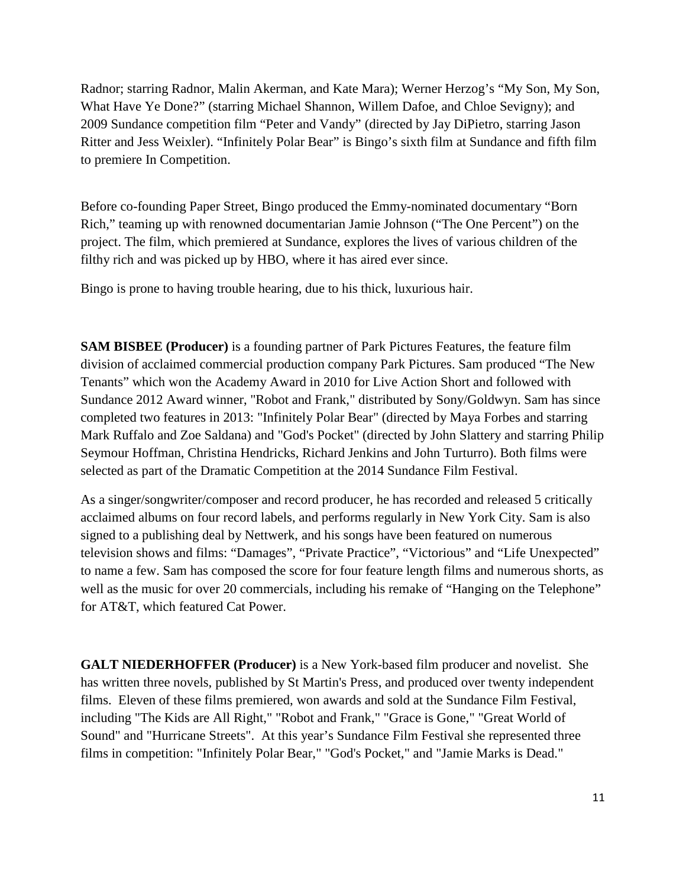Radnor; starring Radnor, Malin Akerman, and Kate Mara); Werner Herzog's "My Son, My Son, What Have Ye Done?" (starring Michael Shannon, Willem Dafoe, and Chloe Sevigny); and 2009 Sundance competition film "Peter and Vandy" (directed by Jay DiPietro, starring Jason Ritter and Jess Weixler). "Infinitely Polar Bear" is Bingo's sixth film at Sundance and fifth film to premiere In Competition.

Before co-founding Paper Street, Bingo produced the Emmy-nominated documentary "Born Rich," teaming up with renowned documentarian Jamie Johnson ("The One Percent") on the project. The film, which premiered at Sundance, explores the lives of various children of the filthy rich and was picked up by HBO, where it has aired ever since.

Bingo is prone to having trouble hearing, due to his thick, luxurious hair.

**SAM BISBEE (Producer)** is a founding partner of Park Pictures Features, the feature film division of acclaimed commercial production company Park Pictures. Sam produced "The New Tenants" which won the Academy Award in 2010 for Live Action Short and followed with Sundance 2012 Award winner, "Robot and Frank," distributed by Sony/Goldwyn. Sam has since completed two features in 2013: "Infinitely Polar Bear" (directed by Maya Forbes and starring Mark Ruffalo and Zoe Saldana) and "God's Pocket" (directed by John Slattery and starring Philip Seymour Hoffman, Christina Hendricks, Richard Jenkins and John Turturro). Both films were selected as part of the Dramatic Competition at the 2014 Sundance Film Festival.

As a singer/songwriter/composer and record producer, he has recorded and released 5 critically acclaimed albums on four record labels, and performs regularly in New York City. Sam is also signed to a publishing deal by Nettwerk, and his songs have been featured on numerous television shows and films: "Damages", "Private Practice", "Victorious" and "Life Unexpected" to name a few. Sam has composed the score for four feature length films and numerous shorts, as well as the music for over 20 commercials, including his remake of "Hanging on the Telephone" for AT&T, which featured Cat Power.

**GALT NIEDERHOFFER (Producer)** is a New York-based film producer and novelist. She has written three novels, published by St Martin's Press, and produced over twenty independent films. Eleven of these films premiered, won awards and sold at the Sundance Film Festival, including "The Kids are All Right," "Robot and Frank," "Grace is Gone," "Great World of Sound" and "Hurricane Streets". At this year's Sundance Film Festival she represented three films in competition: "Infinitely Polar Bear," "God's Pocket," and "Jamie Marks is Dead."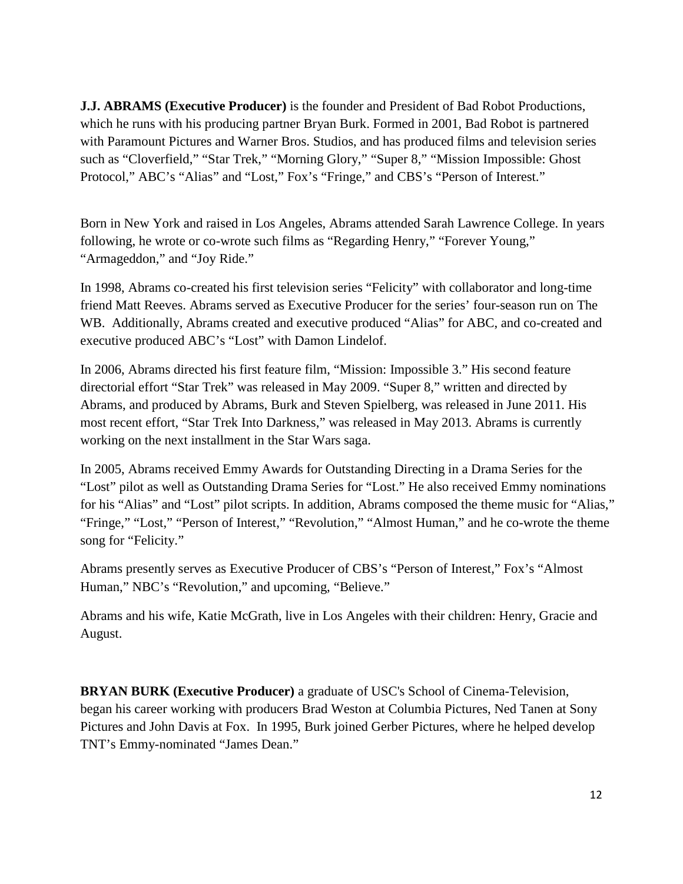**J.J. ABRAMS (Executive Producer)** is the founder and President of Bad Robot Productions, which he runs with his producing partner Bryan Burk. Formed in 2001, Bad Robot is partnered with Paramount Pictures and Warner Bros. Studios, and has produced films and television series such as "Cloverfield," "Star Trek," "Morning Glory," "Super 8," "Mission Impossible: Ghost Protocol," ABC's "Alias" and "Lost," Fox's "Fringe," and CBS's "Person of Interest."

Born in New York and raised in Los Angeles, Abrams attended Sarah Lawrence College. In years following, he wrote or co-wrote such films as "Regarding Henry," "Forever Young," "Armageddon," and "Joy Ride."

In 1998, Abrams co-created his first television series "Felicity" with collaborator and long-time friend Matt Reeves. Abrams served as Executive Producer for the series' four-season run on The WB. Additionally, Abrams created and executive produced "Alias" for ABC, and co-created and executive produced ABC's "Lost" with Damon Lindelof.

In 2006, Abrams directed his first feature film, "Mission: Impossible 3." His second feature directorial effort "Star Trek" was released in May 2009. "Super 8," written and directed by Abrams, and produced by Abrams, Burk and Steven Spielberg, was released in June 2011. His most recent effort, "Star Trek Into Darkness," was released in May 2013. Abrams is currently working on the next installment in the Star Wars saga.

In 2005, Abrams received Emmy Awards for Outstanding Directing in a Drama Series for the "Lost" pilot as well as Outstanding Drama Series for "Lost." He also received Emmy nominations for his "Alias" and "Lost" pilot scripts. In addition, Abrams composed the theme music for "Alias," "Fringe," "Lost," "Person of Interest," "Revolution," "Almost Human," and he co-wrote the theme song for "Felicity."

Abrams presently serves as Executive Producer of CBS's "Person of Interest," Fox's "Almost Human," NBC's "Revolution," and upcoming, "Believe."

Abrams and his wife, Katie McGrath, live in Los Angeles with their children: Henry, Gracie and August.

**BRYAN BURK (Executive Producer)** a graduate of USC's School of Cinema-Television, began his career working with producers Brad Weston at Columbia Pictures, Ned Tanen at Sony Pictures and John Davis at Fox. In 1995, Burk joined Gerber Pictures, where he helped develop TNT's Emmy-nominated "James Dean."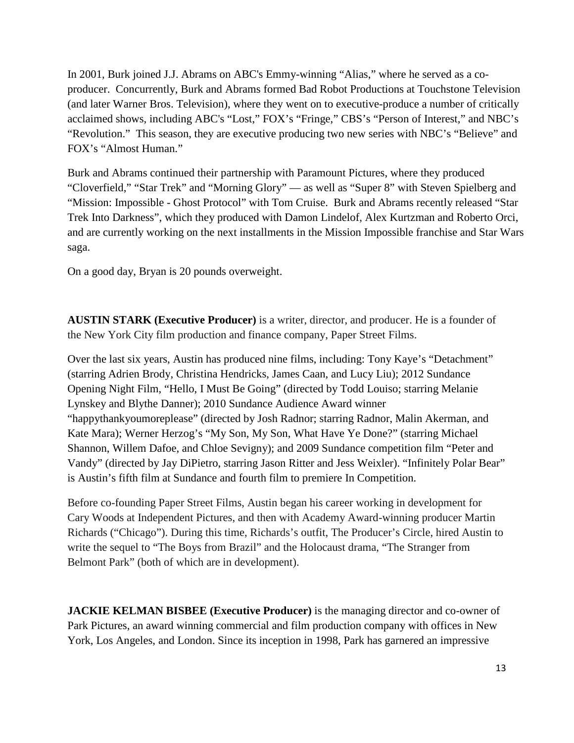In 2001, Burk joined J.J. Abrams on ABC's Emmy-winning "Alias," where he served as a co-producer. Concurrently, Burk and Abrams formed Bad Robot Productions at Touchstone Television (and later Warner Bros. Television), where they went on to executive-produce a number of critically acclaimed shows, including ABC's "Lost," FOX's "Fringe," CBS's "Person of Interest," and NBC's "Revolution." This season, they are executive producing two new series with NBC's "Believe" and FOX's "Almost Human."

Burk and Abrams continued their partnership with Paramount Pictures, where they produced "Cloverfield," "Star Trek" and "Morning Glory" — as well as "Super 8" with Steven Spielberg and "Mission: Impossible - Ghost Protocol" with Tom Cruise. Burk and Abrams recently released "Star Trek Into Darkness", which they produced with Damon Lindelof, Alex Kurtzman and Roberto Orci, and are currently working on the next installments in the Mission Impossible franchise and Star Wars saga.

On a good day, Bryan is 20 pounds overweight.

**AUSTIN STARK (Executive Producer)** is a writer, director, and producer. He is a founder of the New York City film production and finance company, Paper Street Films.

Over the last six years, Austin has produced nine films, including: Tony Kaye's "Detachment" (starring Adrien Brody, Christina Hendricks, James Caan, and Lucy Liu); 2012 Sundance Opening Night Film, "Hello, I Must Be Going" (directed by Todd Louiso; starring Melanie Lynskey and Blythe Danner); 2010 Sundance Audience Award winner "happythankyoumoreplease" (directed by Josh Radnor; starring Radnor, Malin Akerman, and Kate Mara); Werner Herzog's "My Son, My Son, What Have Ye Done?" (starring Michael Shannon, Willem Dafoe, and Chloe Sevigny); and 2009 Sundance competition film "Peter and Vandy" (directed by Jay DiPietro, starring Jason Ritter and Jess Weixler). "Infinitely Polar Bear" is Austin's fifth film at Sundance and fourth film to premiere In Competition.

Before co-founding Paper Street Films, Austin began his career working in development for Cary Woods at Independent Pictures, and then with Academy Award-winning producer Martin Richards ("Chicago"). During this time, Richards's outfit, The Producer's Circle, hired Austin to write the sequel to "The Boys from Brazil" and the Holocaust drama, "The Stranger from Belmont Park" (both of which are in development).

**JACKIE KELMAN BISBEE (Executive Producer)** is the managing director and co-owner of Park Pictures, an award winning commercial and film production company with offices in New York, Los Angeles, and London. Since its inception in 1998, Park has garnered an impressive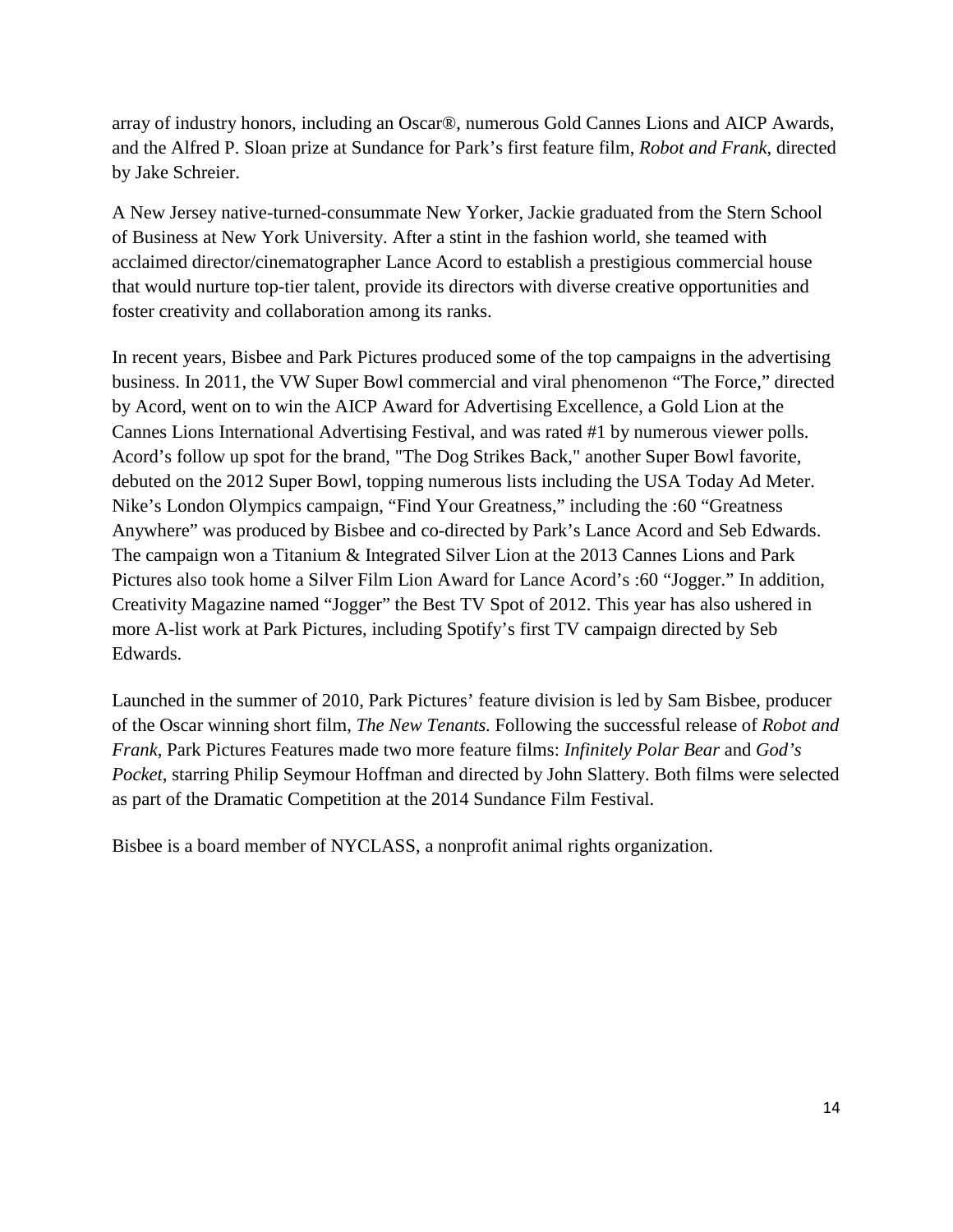array of industry honors, including an Oscar®, numerous Gold Cannes Lions and AICP Awards, and the Alfred P. Sloan prize at Sundance for Park's first feature film, *Robot and Frank*, directed by Jake Schreier.

A New Jersey native-turned-consummate New Yorker, Jackie graduated from the Stern School of Business at New York University. After a stint in the fashion world, she teamed with acclaimed director/cinematographer Lance Acord to establish a prestigious commercial house that would nurture top-tier talent, provide its directors with diverse creative opportunities and foster creativity and collaboration among its ranks.

In recent years, Bisbee and Park Pictures produced some of the top campaigns in the advertising business. In 2011, the VW Super Bowl commercial and viral phenomenon "The Force," directed by Acord, went on to win the AICP Award for Advertising Excellence, a Gold Lion at the Cannes Lions International Advertising Festival, and was rated #1 by numerous viewer polls. Acord's follow up spot for the brand, "The Dog Strikes Back," another Super Bowl favorite, debuted on the 2012 Super Bowl, topping numerous lists including the USA Today Ad Meter. Nike's London Olympics campaign, "Find Your Greatness," including the :60 "Greatness Anywhere" was produced by Bisbee and co-directed by Park's Lance Acord and Seb Edwards. The campaign won a Titanium & Integrated Silver Lion at the 2013 Cannes Lions and Park Pictures also took home a Silver Film Lion Award for Lance Acord's :60 "Jogger." In addition, Creativity Magazine named "Jogger" the Best TV Spot of 2012. This year has also ushered in more A-list work at Park Pictures, including Spotify's first TV campaign directed by Seb Edwards.

Launched in the summer of 2010, Park Pictures' feature division is led by Sam Bisbee, producer of the Oscar winning short film, *The New Tenants.* Following the successful release of *Robot and Frank*, Park Pictures Features made two more feature films: *Infinitely Polar Bear* and *God's Pocket*, starring Philip Seymour Hoffman and directed by John Slattery. Both films were selected as part of the Dramatic Competition at the 2014 Sundance Film Festival.

Bisbee is a board member of NYCLASS, a nonprofit animal rights organization.